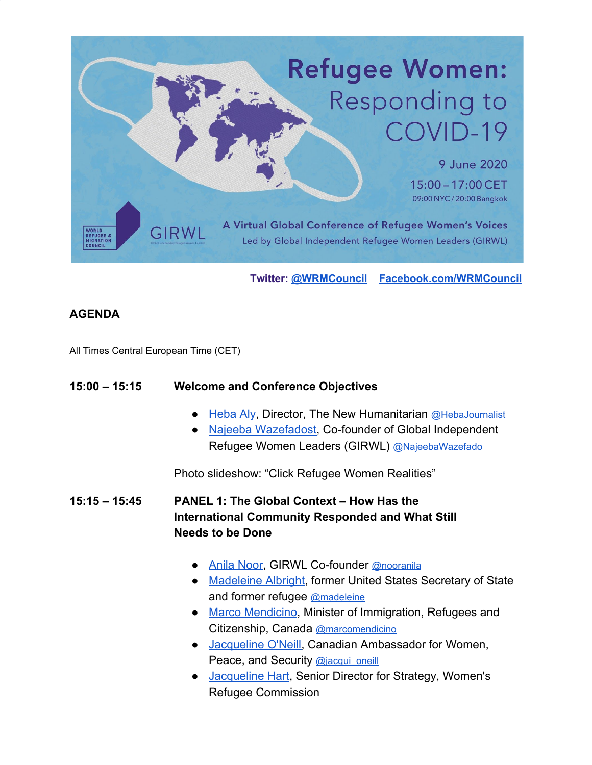# Refugee Women: Responding to COVID-19

9 June 2020

15:00 – 17:00 CET

09:00 NYC / 20:00 Bangkok

A Virtual Global Conference of Refugee Women's Voices

Led by Global Independent Refugee Women Leaders (GIRWL)

WORLD REFUGEE & MIGRATION COUNCIL

GIRWL

**Twitter: @WRMCouncil  Facebook.com/WRMCouncil**

## AGENDA

All Times Central European Time (CET)

**15:00 – 15:15  Welcome and Conference Objectives**

- Heba Aly, Director, The New Humanitarian @HebaJournalist
- Najeeba Wazefadost, Co-founder of Global Independent Refugee Women Leaders (GIRWL) @NajeebaWazefado

Photo slideshow: "Click Refugee Women Realities"

**15:15 – 15:45  PANEL 1: The Global Context – How Has the International Community Responded and What Still Needs to be Done**

- Anila Noor, GIRWL Co-founder @nooranila
- Madeleine Albright, former United States Secretary of State and former refugee @madeleine
- Marco Mendicino, Minister of Immigration, Refugees and Citizenship, Canada @marcomendicino
- Jacqueline O'Neill, Canadian Ambassador for Women, Peace, and Security @jacqui_oneill
- Jacqueline Hart, Senior Director for Strategy, Women's Refugee Commission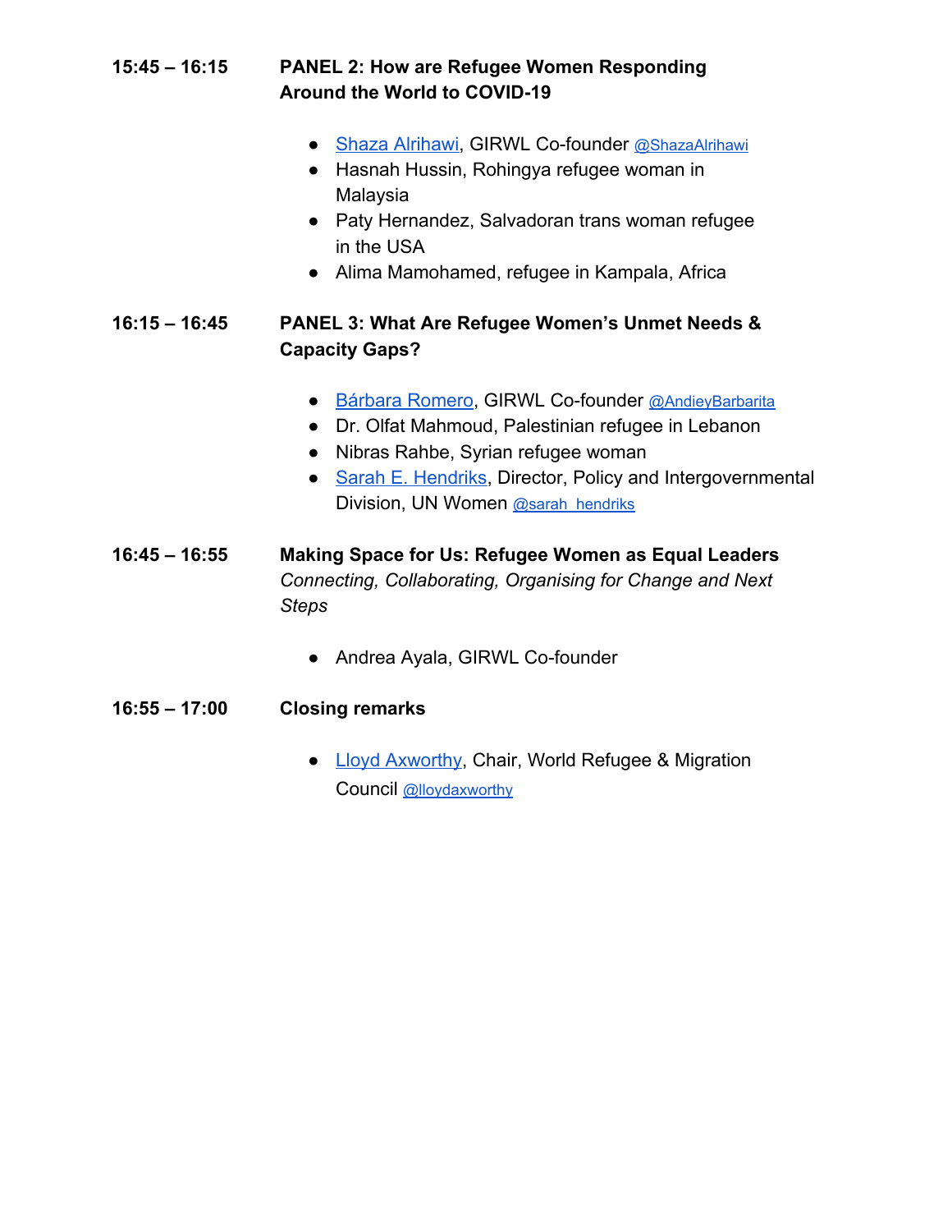**15:45 – 16:15** **PANEL 2: How are Refugee Women Responding Around the World to COVID-19**

- Shaza Alrihawi, GIRWL Co-founder @ShazaAlrihawi
- Hasnah Hussin, Rohingya refugee woman in Malaysia
- Paty Hernandez, Salvadoran trans woman refugee in the USA
- Alima Mamohamed, refugee in Kampala, Africa

**16:15 – 16:45** **PANEL 3: What Are Refugee Women's Unmet Needs & Capacity Gaps?**

- Bárbara Romero, GIRWL Co-founder @AndieyBarbarita
- Dr. Olfat Mahmoud, Palestinian refugee in Lebanon
- Nibras Rahbe, Syrian refugee woman
- Sarah E. Hendriks, Director, Policy and Intergovernmental Division, UN Women @sarah_hendriks

**16:45 – 16:55** **Making Space for Us: Refugee Women as Equal Leaders**
*Connecting, Collaborating, Organising for Change and Next Steps*

- Andrea Ayala, GIRWL Co-founder

**16:55 – 17:00** **Closing remarks**

- Lloyd Axworthy, Chair, World Refugee & Migration Council @lloydaxworthy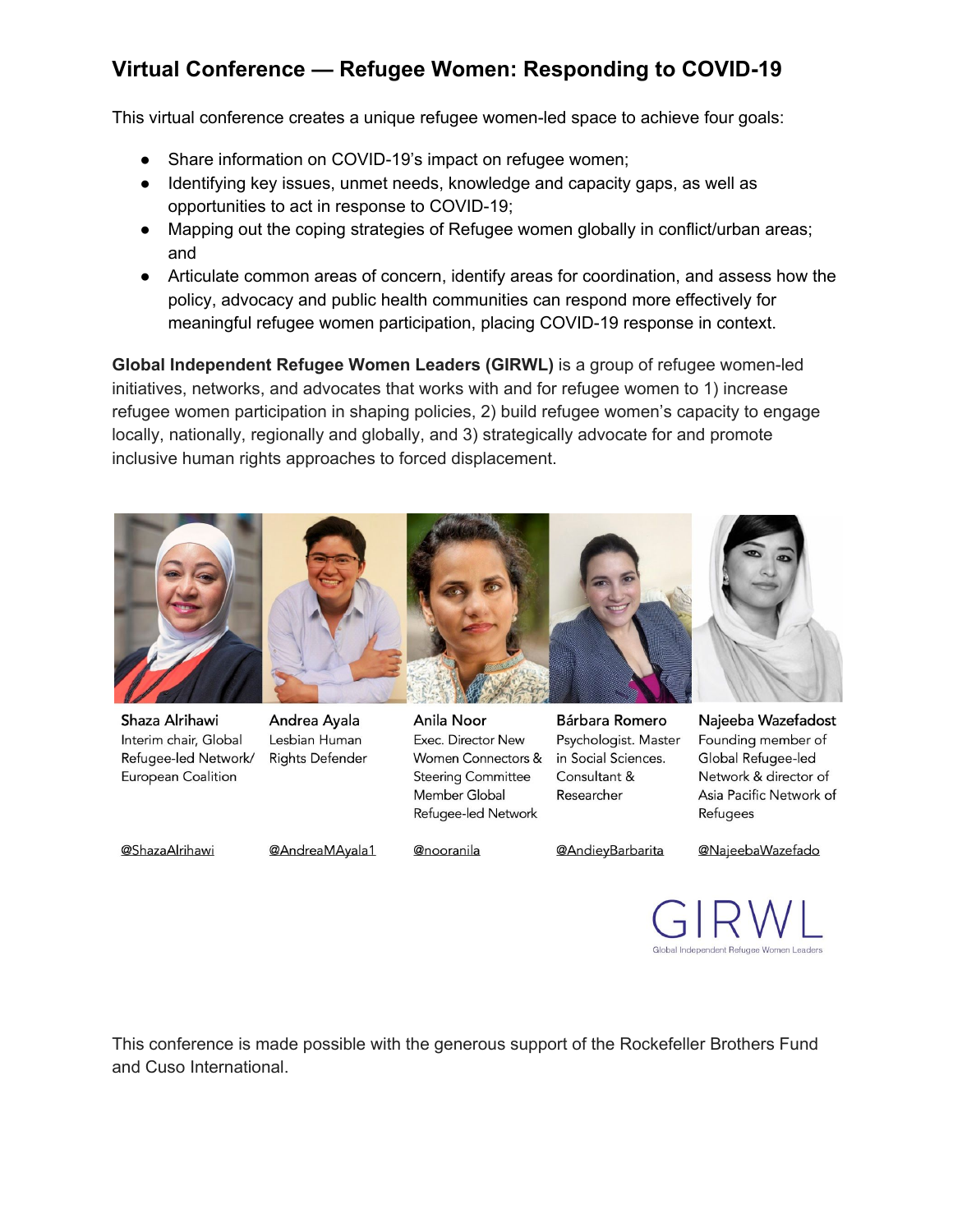## Virtual Conference — Refugee Women: Responding to COVID-19

This virtual conference creates a unique refugee women-led space to achieve four goals:

- Share information on COVID-19's impact on refugee women;
- Identifying key issues, unmet needs, knowledge and capacity gaps, as well as opportunities to act in response to COVID-19;
- Mapping out the coping strategies of Refugee women globally in conflict/urban areas; and
- Articulate common areas of concern, identify areas for coordination, and assess how the policy, advocacy and public health communities can respond more effectively for meaningful refugee women participation, placing COVID-19 response in context.

**Global Independent Refugee Women Leaders (GIRWL)** is a group of refugee women-led initiatives, networks, and advocates that works with and for refugee women to 1) increase refugee women participation in shaping policies, 2) build refugee women's capacity to engage locally, nationally, regionally and globally, and 3) strategically advocate for and promote inclusive human rights approaches to forced displacement.

**Shaza Alrihawi**
Interim chair, Global Refugee-led Network/ European Coalition
@ShazaAlrihawi

**Andrea Ayala**
Lesbian Human Rights Defender
@AndreaMAyala1

**Anila Noor**
Exec. Director New Women Connectors & Steering Committee Member Global Refugee-led Network
@nooranila

**Bárbara Romero**
Psychologist. Master in Social Sciences. Consultant & Researcher
@AndieyBarbarita

**Najeeba Wazefadost**
Founding member of Global Refugee-led Network & director of Asia Pacific Network of Refugees
@NajeebaWazefado

GIRWL
Global Independent Refugee Women Leaders

This conference is made possible with the generous support of the Rockefeller Brothers Fund and Cuso International.